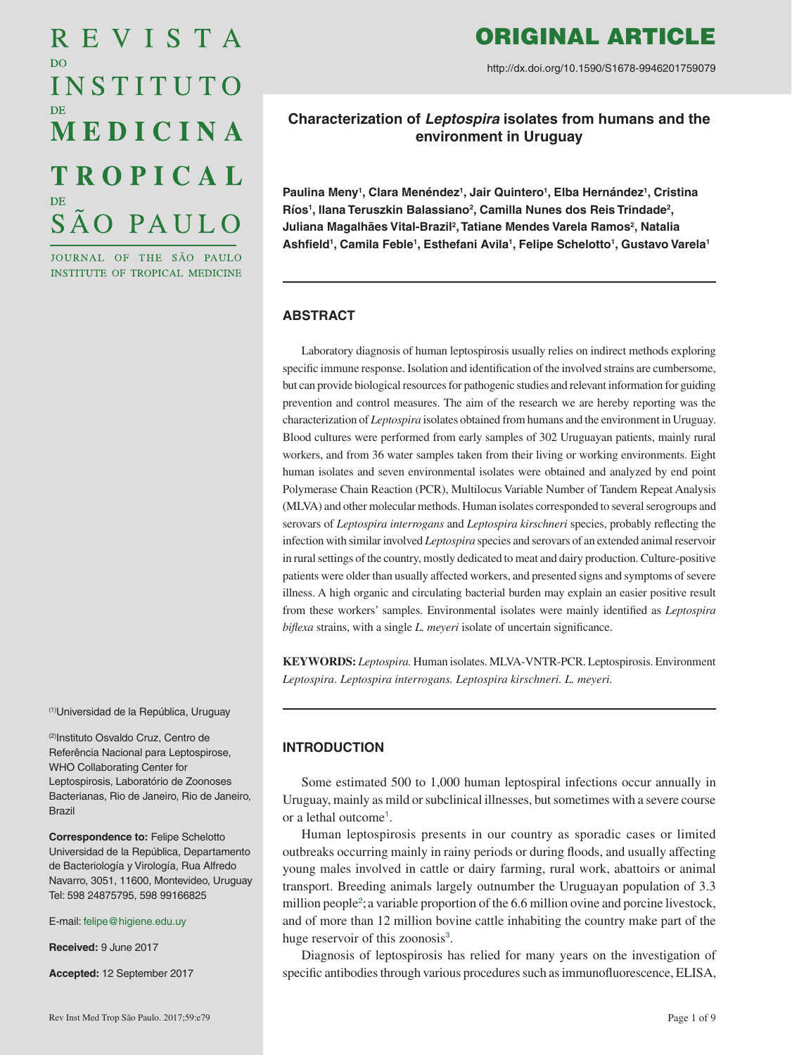# ORIGINAL ARTICLE

http://dx.doi.org/10.1590/S1678-9946201759079

## Characterization of *Leptospira* isolates from humans and the environment in Uruguay

**Paulina Meny[1], Clara Menéndez[1], Jair Quintero[1], Elba Hernández[1], Cristina Ríos[1], Ilana Teruszkin Balassiano[2], Camilla Nunes dos Reis Trindade[2], Juliana Magalhães Vital-Brazil[2], Tatiane Mendes Varela Ramos[2], Natalia Ashfield[1], Camila Feble[1], Esthefani Avila[1], Felipe Schelotto[1], Gustavo Varela[1]**

[1] Universidad de la República, Uruguay

[2] Instituto Oswaldo Cruz, Centro de Referência Nacional para Leptospirose, WHO Collaborating Center for Leptospirosis, Laboratório de Zoonoses Bacterianas, Rio de Janeiro, Rio de Janeiro, Brazil

**Correspondence to:** Felipe Schelotto Universidad de la República, Departamento de Bacteriología y Virología, Rua Alfredo Navarro, 3051, 11600, Montevideo, Uruguay Tel: 598 24875795, 598 99166825

E-mail: felipe@higiene.edu.uy

**Received:** 9 June 2017

**Accepted:** 12 September 2017

### ABSTRACT

Laboratory diagnosis of human leptospirosis usually relies on indirect methods exploring specific immune response. Isolation and identification of the involved strains are cumbersome, but can provide biological resources for pathogenic studies and relevant information for guiding prevention and control measures. The aim of the research we are hereby reporting was the characterization of *Leptospira* isolates obtained from humans and the environment in Uruguay. Blood cultures were performed from early samples of 302 Uruguayan patients, mainly rural workers, and from 36 water samples taken from their living or working environments. Eight human isolates and seven environmental isolates were obtained and analyzed by end point Polymerase Chain Reaction (PCR), Multilocus Variable Number of Tandem Repeat Analysis (MLVA) and other molecular methods. Human isolates corresponded to several serogroups and serovars of *Leptospira interrogans* and *Leptospira kirschneri* species, probably reflecting the infection with similar involved *Leptospira* species and serovars of an extended animal reservoir in rural settings of the country, mostly dedicated to meat and dairy production. Culture-positive patients were older than usually affected workers, and presented signs and symptoms of severe illness. A high organic and circulating bacterial burden may explain an easier positive result from these workers' samples. Environmental isolates were mainly identified as *Leptospira biflexa* strains, with a single *L. meyeri* isolate of uncertain significance.

**KEYWORDS:** *Leptospira.* Human isolates. MLVA-VNTR-PCR. Leptospirosis. Environment *Leptospira*. *Leptospira interrogans. Leptospira kirschneri. L. meyeri.*

### INTRODUCTION

Some estimated 500 to 1,000 human leptospiral infections occur annually in Uruguay, mainly as mild or subclinical illnesses, but sometimes with a severe course or a lethal outcome[1].

Human leptospirosis presents in our country as sporadic cases or limited outbreaks occurring mainly in rainy periods or during floods, and usually affecting young males involved in cattle or dairy farming, rural work, abattoirs or animal transport. Breeding animals largely outnumber the Uruguayan population of 3.3 million people[2]; a variable proportion of the 6.6 million ovine and porcine livestock, and of more than 12 million bovine cattle inhabiting the country make part of the huge reservoir of this zoonosis[3].

Diagnosis of leptospirosis has relied for many years on the investigation of specific antibodies through various procedures such as immunofluorescence, ELISA,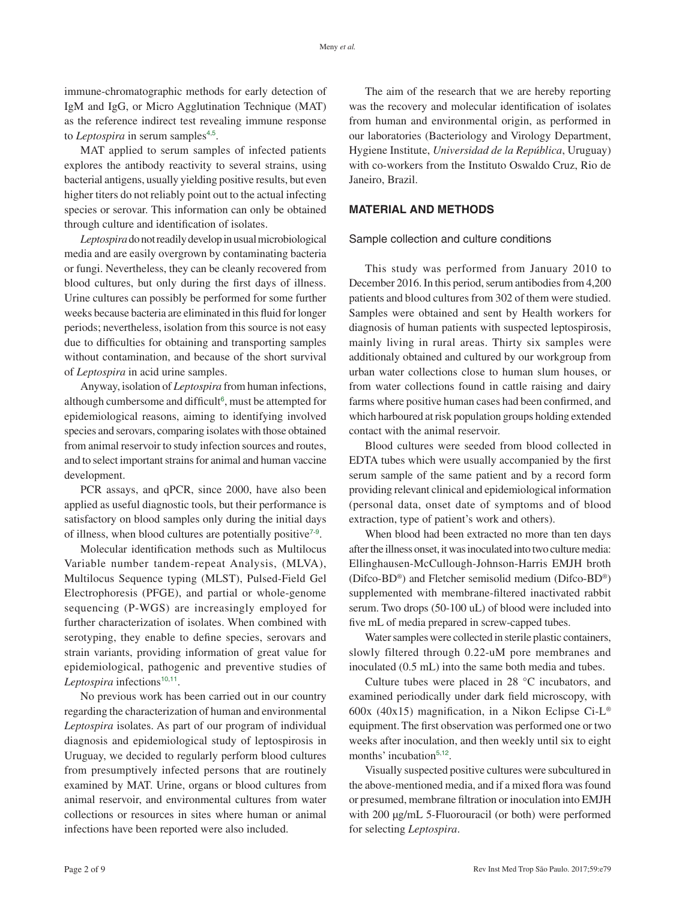immune-chromatographic methods for early detection of IgM and IgG, or Micro Agglutination Technique (MAT) as the reference indirect test revealing immune response to *Leptospira* in serum samples[4,5].

MAT applied to serum samples of infected patients explores the antibody reactivity to several strains, using bacterial antigens, usually yielding positive results, but even higher titers do not reliably point out to the actual infecting species or serovar. This information can only be obtained through culture and identification of isolates.

*Leptospira* do not readily develop in usual microbiological media and are easily overgrown by contaminating bacteria or fungi. Nevertheless, they can be cleanly recovered from blood cultures, but only during the first days of illness. Urine cultures can possibly be performed for some further weeks because bacteria are eliminated in this fluid for longer periods; nevertheless, isolation from this source is not easy due to difficulties for obtaining and transporting samples without contamination, and because of the short survival of *Leptospira* in acid urine samples.

Anyway, isolation of *Leptospira* from human infections, although cumbersome and difficult[6], must be attempted for epidemiological reasons, aiming to identifying involved species and serovars, comparing isolates with those obtained from animal reservoir to study infection sources and routes, and to select important strains for animal and human vaccine development.

PCR assays, and qPCR, since 2000, have also been applied as useful diagnostic tools, but their performance is satisfactory on blood samples only during the initial days of illness, when blood cultures are potentially positive[7-9].

Molecular identification methods such as Multilocus Variable number tandem-repeat Analysis, (MLVA), Multilocus Sequence typing (MLST), Pulsed-Field Gel Electrophoresis (PFGE), and partial or whole-genome sequencing (P-WGS) are increasingly employed for further characterization of isolates. When combined with serotyping, they enable to define species, serovars and strain variants, providing information of great value for epidemiological, pathogenic and preventive studies of *Leptospira* infections[10,11].

No previous work has been carried out in our country regarding the characterization of human and environmental *Leptospira* isolates. As part of our program of individual diagnosis and epidemiological study of leptospirosis in Uruguay, we decided to regularly perform blood cultures from presumptively infected persons that are routinely examined by MAT. Urine, organs or blood cultures from animal reservoir, and environmental cultures from water collections or resources in sites where human or animal infections have been reported were also included.

The aim of the research that we are hereby reporting was the recovery and molecular identification of isolates from human and environmental origin, as performed in our laboratories (Bacteriology and Virology Department, Hygiene Institute, *Universidad de la República*, Uruguay) with co-workers from the Instituto Oswaldo Cruz, Rio de Janeiro, Brazil.

## MATERIAL AND METHODS

### Sample collection and culture conditions

This study was performed from January 2010 to December 2016. In this period, serum antibodies from 4,200 patients and blood cultures from 302 of them were studied. Samples were obtained and sent by Health workers for diagnosis of human patients with suspected leptospirosis, mainly living in rural areas. Thirty six samples were additionaly obtained and cultured by our workgroup from urban water collections close to human slum houses, or from water collections found in cattle raising and dairy farms where positive human cases had been confirmed, and which harboured at risk population groups holding extended contact with the animal reservoir.

Blood cultures were seeded from blood collected in EDTA tubes which were usually accompanied by the first serum sample of the same patient and by a record form providing relevant clinical and epidemiological information (personal data, onset date of symptoms and of blood extraction, type of patient's work and others).

When blood had been extracted no more than ten days after the illness onset, it was inoculated into two culture media: Ellinghausen-McCullough-Johnson-Harris EMJH broth (Difco-BD®) and Fletcher semisolid medium (Difco-BD®) supplemented with membrane-filtered inactivated rabbit serum. Two drops (50-100 uL) of blood were included into five mL of media prepared in screw-capped tubes.

Water samples were collected in sterile plastic containers, slowly filtered through 0.22-uM pore membranes and inoculated (0.5 mL) into the same both media and tubes.

Culture tubes were placed in 28 °C incubators, and examined periodically under dark field microscopy, with 600x (40x15) magnification, in a Nikon Eclipse Ci-L® equipment. The first observation was performed one or two weeks after inoculation, and then weekly until six to eight months' incubation[5,12].

Visually suspected positive cultures were subcultured in the above-mentioned media, and if a mixed flora was found or presumed, membrane filtration or inoculation into EMJH with 200 µg/mL 5-Fluorouracil (or both) were performed for selecting *Leptospira*.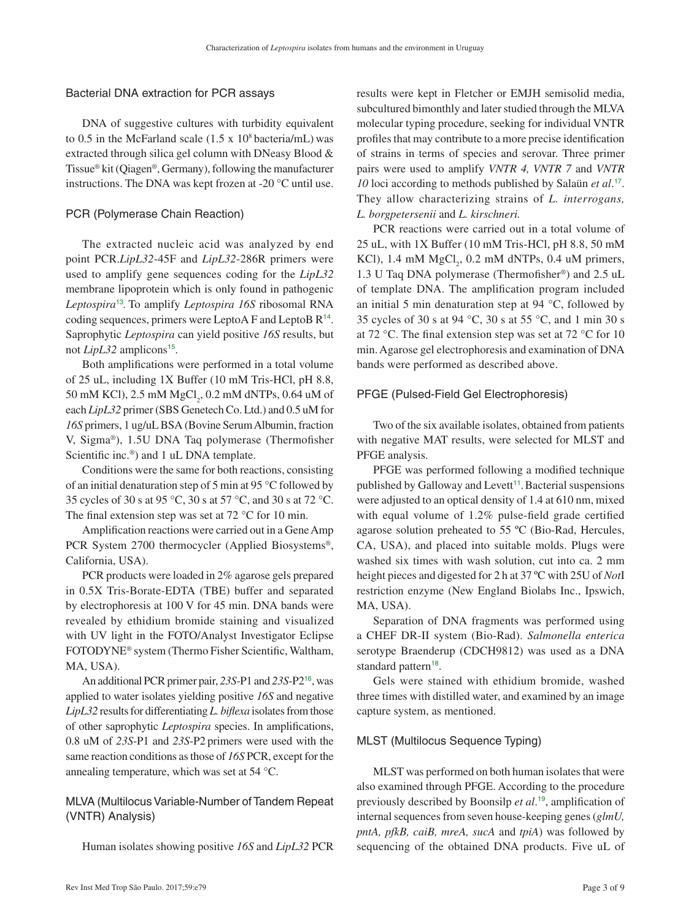### Bacterial DNA extraction for PCR assays

DNA of suggestive cultures with turbidity equivalent to 0.5 in the McFarland scale (1.5 x $10^8$ bacteria/mL) was extracted through silica gel column with DNeasy Blood & Tissue® kit (Qiagen®, Germany), following the manufacturer instructions. The DNA was kept frozen at -20 °C until use.

### PCR (Polymerase Chain Reaction)

The extracted nucleic acid was analyzed by end point PCR.*LipL32*-45F and *LipL32*-286R primers were used to amplify gene sequences coding for the *LipL32* membrane lipoprotein which is only found in pathogenic *Leptospira*[13]. To amplify *Leptospira 16S* ribosomal RNA coding sequences, primers were LeptoA F and LeptoB R[14]. Saprophytic *Leptospira* can yield positive *16S* results, but not *LipL32* amplicons[15].

Both amplifications were performed in a total volume of 25 uL, including 1X Buffer (10 mM Tris-HCl, pH 8.8, 50 mM KCl), 2.5 mM $MgCl_2$, 0.2 mM dNTPs, 0.64 uM of each *LipL32* primer (SBS Genetech Co. Ltd.) and 0.5 uM for *16S* primers, 1 ug/uL BSA (Bovine Serum Albumin, fraction V, Sigma®), 1.5U DNA Taq polymerase (Thermofisher Scientific inc.®) and 1 uL DNA template.

Conditions were the same for both reactions, consisting of an initial denaturation step of 5 min at 95 °C followed by 35 cycles of 30 s at 95 °C, 30 s at 57 °C, and 30 s at 72 °C. The final extension step was set at 72 °C for 10 min.

Amplification reactions were carried out in a Gene Amp PCR System 2700 thermocycler (Applied Biosystems®, California, USA).

PCR products were loaded in 2% agarose gels prepared in 0.5X Tris-Borate-EDTA (TBE) buffer and separated by electrophoresis at 100 V for 45 min. DNA bands were revealed by ethidium bromide staining and visualized with UV light in the FOTO/Analyst Investigator Eclipse FOTODYNE® system (Thermo Fisher Scientific, Waltham, MA, USA).

An additional PCR primer pair, *23S*-P1 and *23S*-P2[16], was applied to water isolates yielding positive *16S* and negative *LipL32* results for differentiating *L. biflexa* isolates from those of other saprophytic *Leptospira* species. In amplifications, 0.8 uM of *23S*-P1 and *23S*-P2 primers were used with the same reaction conditions as those of *16S* PCR, except for the annealing temperature, which was set at 54 °C.

### MLVA (Multilocus Variable-Number of Tandem Repeat (VNTR) Analysis)

Human isolates showing positive *16S* and *LipL32* PCR results were kept in Fletcher or EMJH semisolid media, subcultured bimonthly and later studied through the MLVA molecular typing procedure, seeking for individual VNTR profiles that may contribute to a more precise identification of strains in terms of species and serovar. Three primer pairs were used to amplify *VNTR 4, VNTR 7* and *VNTR 10* loci according to methods published by Salaün *et al.*[17]. They allow characterizing strains of *L. interrogans, L. borgpetersenii* and *L. kirschneri.*

PCR reactions were carried out in a total volume of 25 uL, with 1X Buffer (10 mM Tris-HCl, pH 8.8, 50 mM KCl), 1.4 mM $MgCl_2$, 0.2 mM dNTPs, 0.4 uM primers, 1.3 U Taq DNA polymerase (Thermofisher®) and 2.5 uL of template DNA. The amplification program included an initial 5 min denaturation step at 94 °C, followed by 35 cycles of 30 s at 94 °C, 30 s at 55 °C, and 1 min 30 s at 72 °C. The final extension step was set at 72 °C for 10 min. Agarose gel electrophoresis and examination of DNA bands were performed as described above.

### PFGE (Pulsed-Field Gel Electrophoresis)

Two of the six available isolates, obtained from patients with negative MAT results, were selected for MLST and PFGE analysis.

PFGE was performed following a modified technique published by Galloway and Levett[11]. Bacterial suspensions were adjusted to an optical density of 1.4 at 610 nm, mixed with equal volume of 1.2% pulse-field grade certified agarose solution preheated to 55 ºC (Bio-Rad, Hercules, CA, USA), and placed into suitable molds. Plugs were washed six times with wash solution, cut into ca. 2 mm height pieces and digested for 2 h at 37 ºC with 25U of *Not*I restriction enzyme (New England Biolabs Inc., Ipswich, MA, USA).

Separation of DNA fragments was performed using a CHEF DR-II system (Bio-Rad). *Salmonella enterica* serotype Braenderup (CDCH9812) was used as a DNA standard pattern[18].

Gels were stained with ethidium bromide, washed three times with distilled water, and examined by an image capture system, as mentioned.

### MLST (Multilocus Sequence Typing)

MLST was performed on both human isolates that were also examined through PFGE. According to the procedure previously described by Boonsilp *et al.*[19], amplification of internal sequences from seven house-keeping genes (*glmU, pntA, pfkB, caiB, mreA, sucA* and *tpiA*) was followed by sequencing of the obtained DNA products. Five uL of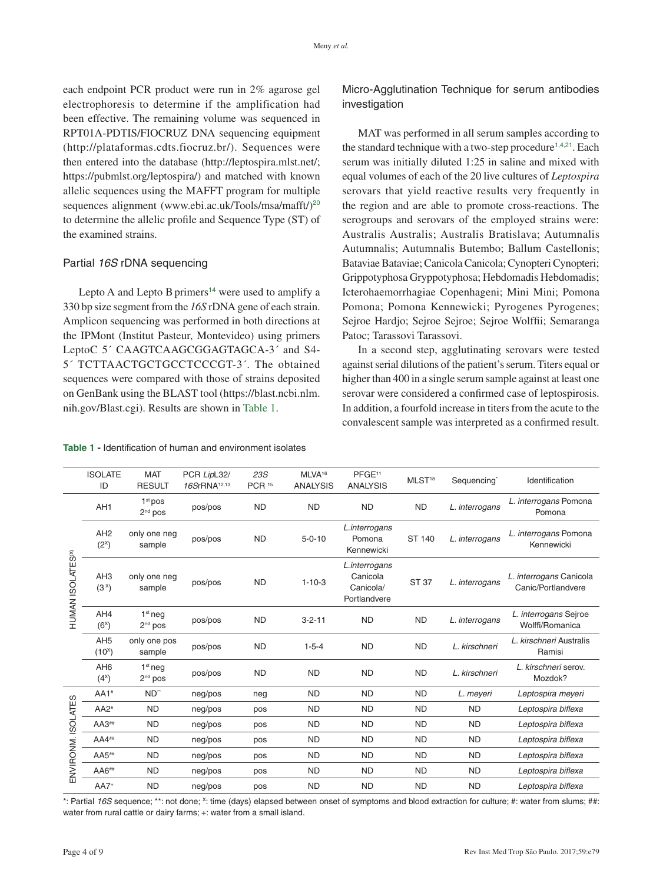each endpoint PCR product were run in 2% agarose gel electrophoresis to determine if the amplification had been effective. The remaining volume was sequenced in RPT01A-PDTIS/FIOCRUZ DNA sequencing equipment (http://plataformas.cdts.fiocruz.br/). Sequences were then entered into the database (http://leptospira.mlst.net/; https://pubmlst.org/leptospira/) and matched with known allelic sequences using the MAFFT program for multiple sequences alignment (www.ebi.ac.uk/Tools/msa/mafft/)[20] to determine the allelic profile and Sequence Type (ST) of the examined strains.

### Partial *16S* rDNA sequencing

Lepto A and Lepto B primers[14] were used to amplify a 330 bp size segment from the *16S* rDNA gene of each strain. Amplicon sequencing was performed in both directions at the IPMont (Institut Pasteur, Montevideo) using primers LeptoC 5´ CAAGTCAAGCGGAGTAGCA-3´ and S4-5´ TCTTAACTGCTGCCTCCCGT-3´. The obtained sequences were compared with those of strains deposited on GenBank using the BLAST tool (https://blast.ncbi.nlm.nih.gov/Blast.cgi). Results are shown in Table 1.

### Micro-Agglutination Technique for serum antibodies investigation

MAT was performed in all serum samples according to the standard technique with a two-step procedure[1,4,21]. Each serum was initially diluted 1:25 in saline and mixed with equal volumes of each of the 20 live cultures of *Leptospira* serovars that yield reactive results very frequently in the region and are able to promote cross-reactions. The serogroups and serovars of the employed strains were: Australis Australis; Australis Bratislava; Autumnalis Autumnalis; Autumnalis Butembo; Ballum Castellonis; Bataviae Bataviae; Canicola Canicola; Cynopteri Cynopteri; Grippotyphosa Gryppotyphosa; Hebdomadis Hebdomadis; Icterohaemorrhagiae Copenhageni; Mini Mini; Pomona Pomona; Pomona Kennewicki; Pyrogenes Pyrogenes; Sejroe Hardjo; Sejroe Sejroe; Sejroe Wolffii; Semaranga Patoc; Tarassovi Tarassovi.

In a second step, agglutinating serovars were tested against serial dilutions of the patient's serum. Titers equal or higher than 400 in a single serum sample against at least one serovar were considered a confirmed case of leptospirosis. In addition, a fourfold increase in titers from the acute to the convalescent sample was interpreted as a confirmed result.

**Table 1 -** Identification of human and environment isolates

| | ISOLATE ID | MAT RESULT | PCR *Lip*L32/ *16S*rRNA[12,13] | *23S* PCR[15] | MLVA[16] ANALYSIS | PFGE[11] ANALYSIS | MLST[18] | Sequencing* | Identification |
|---|---|---|---|---|---|---|---|---|---|
| HUMAN ISOLATES(x) | AH1 | 1st pos 2nd pos | pos/pos | ND | ND | ND | ND | *L. interrogans* | *L. interrogans* Pomona Pomona |
| | AH2 (2x) | only one neg sample | pos/pos | ND | 5-0-10 | *L.interrogans* Pomona Kennewicki | ST 140 | *L. interrogans* | *L. interrogans* Pomona Kennewicki |
| | AH3 (3x) | only one neg sample | pos/pos | ND | 1-10-3 | *L.interrogans* Canicola Canicola/ Portlandvere | ST 37 | *L. interrogans* | *L. interrogans* Canicola Canic/Portlandvere |
| | AH4 (6x) | 1st neg 2nd pos | pos/pos | ND | 3-2-11 | ND | ND | *L. interrogans* | *L. interrogans* Sejroe Wolffi/Romanica |
| | AH5 (10x) | only one pos sample | pos/pos | ND | 1-5-4 | ND | ND | *L. kirschneri* | *L. kirschneri* Australis Ramisi |
| | AH6 (4x) | 1st neg 2nd pos | pos/pos | ND | ND | ND | ND | *L. kirschneri* | *L. kirschneri* serov. Mozdok? |
| ENVIRONM. ISOLATES | AA1# | ND** | neg/pos | neg | ND | ND | ND | *L. meyeri* | *Leptospira meyeri* |
| | AA2# | ND | neg/pos | pos | ND | ND | ND | ND | *Leptospira biflexa* |
| | AA3## | ND | neg/pos | pos | ND | ND | ND | ND | *Leptospira biflexa* |
| | AA4## | ND | neg/pos | pos | ND | ND | ND | ND | *Leptospira biflexa* |
| | AA5## | ND | neg/pos | pos | ND | ND | ND | ND | *Leptospira biflexa* |
| | AA6## | ND | neg/pos | pos | ND | ND | ND | ND | *Leptospira biflexa* |
| | AA7+ | ND | neg/pos | pos | ND | ND | ND | ND | *Leptospira biflexa* |

*: Partial *16S* sequence; **: not done; x: time (days) elapsed between onset of symptoms and blood extraction for culture; #: water from slums; ##: water from rural cattle or dairy farms; +: water from a small island.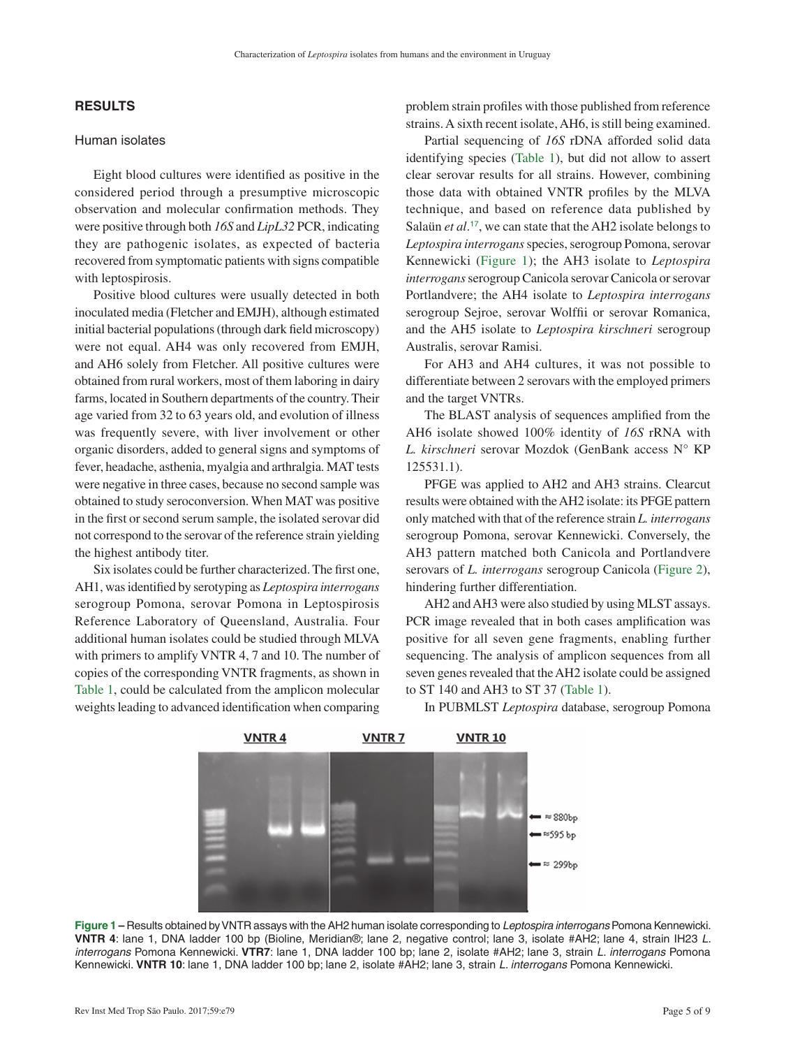## RESULTS

### Human isolates

Eight blood cultures were identified as positive in the considered period through a presumptive microscopic observation and molecular confirmation methods. They were positive through both *16S* and *LipL32* PCR, indicating they are pathogenic isolates, as expected of bacteria recovered from symptomatic patients with signs compatible with leptospirosis.

Positive blood cultures were usually detected in both inoculated media (Fletcher and EMJH), although estimated initial bacterial populations (through dark field microscopy) were not equal. AH4 was only recovered from EMJH, and AH6 solely from Fletcher. All positive cultures were obtained from rural workers, most of them laboring in dairy farms, located in Southern departments of the country. Their age varied from 32 to 63 years old, and evolution of illness was frequently severe, with liver involvement or other organic disorders, added to general signs and symptoms of fever, headache, asthenia, myalgia and arthralgia. MAT tests were negative in three cases, because no second sample was obtained to study seroconversion. When MAT was positive in the first or second serum sample, the isolated serovar did not correspond to the serovar of the reference strain yielding the highest antibody titer.

Six isolates could be further characterized. The first one, AH1, was identified by serotyping as *Leptospira interrogans* serogroup Pomona, serovar Pomona in Leptospirosis Reference Laboratory of Queensland, Australia. Four additional human isolates could be studied through MLVA with primers to amplify VNTR 4, 7 and 10. The number of copies of the corresponding VNTR fragments, as shown in Table 1, could be calculated from the amplicon molecular weights leading to advanced identification when comparing problem strain profiles with those published from reference strains. A sixth recent isolate, AH6, is still being examined.

Partial sequencing of *16S* rDNA afforded solid data identifying species (Table 1), but did not allow to assert clear serovar results for all strains. However, combining those data with obtained VNTR profiles by the MLVA technique, and based on reference data published by Salaün *et al*.[17], we can state that the AH2 isolate belongs to *Leptospira interrogans* species, serogroup Pomona, serovar Kennewicki (Figure 1); the AH3 isolate to *Leptospira interrogans* serogroup Canicola serovar Canicola or serovar Portlandvere; the AH4 isolate to *Leptospira interrogans* serogroup Sejroe, serovar Wolffii or serovar Romanica, and the AH5 isolate to *Leptospira kirschneri* serogroup Australis, serovar Ramisi.

For AH3 and AH4 cultures, it was not possible to differentiate between 2 serovars with the employed primers and the target VNTRs.

The BLAST analysis of sequences amplified from the AH6 isolate showed 100% identity of *16S* rRNA with *L. kirschneri* serovar Mozdok (GenBank access N° KP 125531.1).

PFGE was applied to AH2 and AH3 strains. Clearcut results were obtained with the AH2 isolate: its PFGE pattern only matched with that of the reference strain *L. interrogans* serogroup Pomona, serovar Kennewicki. Conversely, the AH3 pattern matched both Canicola and Portlandvere serovars of *L. interrogans* serogroup Canicola (Figure 2), hindering further differentiation.

AH2 and AH3 were also studied by using MLST assays. PCR image revealed that in both cases amplification was positive for all seven gene fragments, enabling further sequencing. The analysis of amplicon sequences from all seven genes revealed that the AH2 isolate could be assigned to ST 140 and AH3 to ST 37 (Table 1).

In PUBMLST *Leptospira* database, serogroup Pomona

**Figure 1 –** Results obtained by VNTR assays with the AH2 human isolate corresponding to *Leptospira interrogans* Pomona Kennewicki. **VNTR 4**: lane 1, DNA ladder 100 bp (Bioline, Meridian®; lane 2, negative control; lane 3, isolate #AH2; lane 4, strain IH23 *L. interrogans* Pomona Kennewicki. **VTR7**: lane 1, DNA ladder 100 bp; lane 2, isolate #AH2; lane 3, strain *L. interrogans* Pomona Kennewicki. **VNTR 10**: lane 1, DNA ladder 100 bp; lane 2, isolate #AH2; lane 3, strain *L. interrogans* Pomona Kennewicki.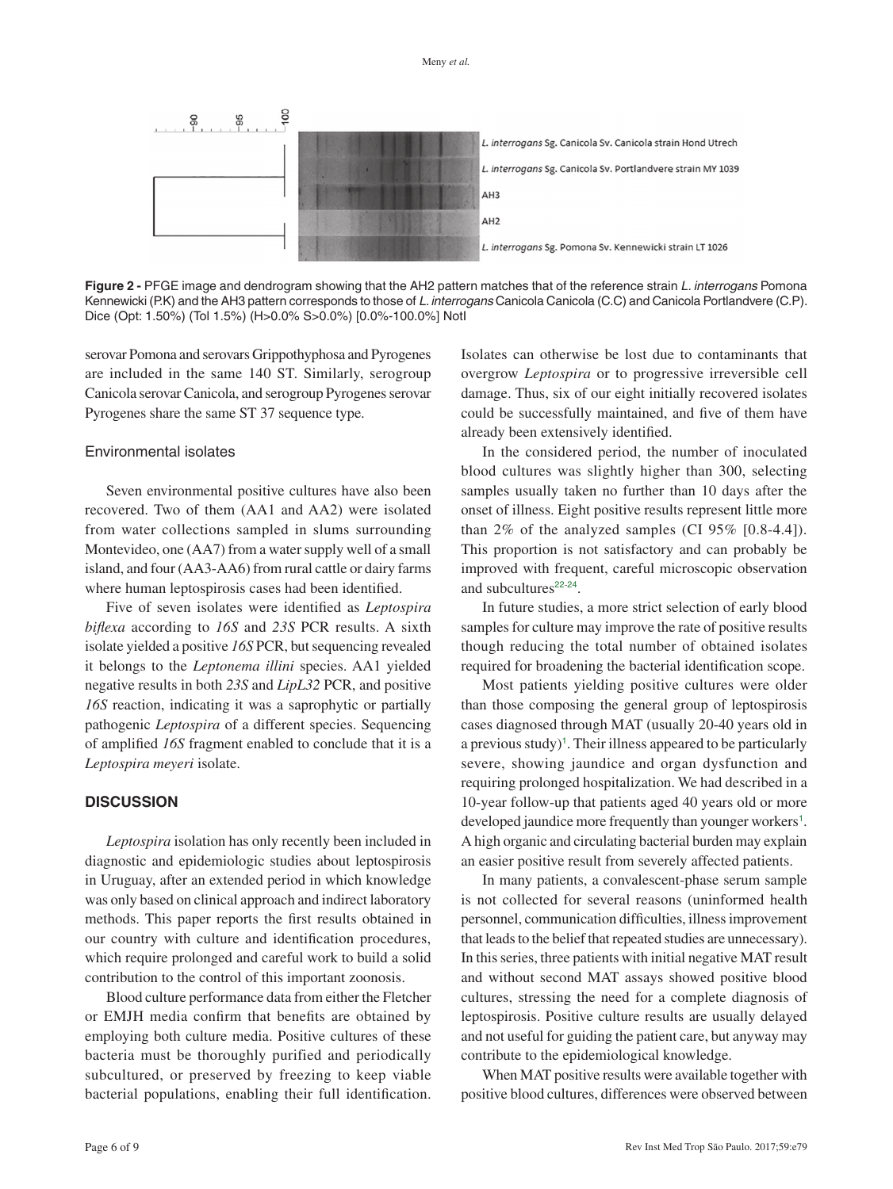**Figure 2 -** PFGE image and dendrogram showing that the AH2 pattern matches that of the reference strain *L. interrogans* Pomona Kennewicki (P.K) and the AH3 pattern corresponds to those of *L. interrogans* Canicola Canicola (C.C) and Canicola Portlandvere (C.P). Dice (Opt: 1.50%) (Tol 1.5%) (H>0.0% S>0.0%) [0.0%-100.0%] NotI

serovar Pomona and serovars Grippothyphosa and Pyrogenes are included in the same 140 ST. Similarly, serogroup Canicola serovar Canicola, and serogroup Pyrogenes serovar Pyrogenes share the same ST 37 sequence type.

### Environmental isolates

Seven environmental positive cultures have also been recovered. Two of them (AA1 and AA2) were isolated from water collections sampled in slums surrounding Montevideo, one (AA7) from a water supply well of a small island, and four (AA3-AA6) from rural cattle or dairy farms where human leptospirosis cases had been identified.

Five of seven isolates were identified as *Leptospira biflexa* according to *16S* and *23S* PCR results. A sixth isolate yielded a positive *16S* PCR, but sequencing revealed it belongs to the *Leptonema illini* species. AA1 yielded negative results in both *23S* and *LipL32* PCR, and positive *16S* reaction, indicating it was a saprophytic or partially pathogenic *Leptospira* of a different species. Sequencing of amplified *16S* fragment enabled to conclude that it is a *Leptospira meyeri* isolate.

## DISCUSSION

*Leptospira* isolation has only recently been included in diagnostic and epidemiologic studies about leptospirosis in Uruguay, after an extended period in which knowledge was only based on clinical approach and indirect laboratory methods. This paper reports the first results obtained in our country with culture and identification procedures, which require prolonged and careful work to build a solid contribution to the control of this important zoonosis.

Blood culture performance data from either the Fletcher or EMJH media confirm that benefits are obtained by employing both culture media. Positive cultures of these bacteria must be thoroughly purified and periodically subcultured, or preserved by freezing to keep viable bacterial populations, enabling their full identification. Isolates can otherwise be lost due to contaminants that overgrow *Leptospira* or to progressive irreversible cell damage. Thus, six of our eight initially recovered isolates could be successfully maintained, and five of them have already been extensively identified.

In the considered period, the number of inoculated blood cultures was slightly higher than 300, selecting samples usually taken no further than 10 days after the onset of illness. Eight positive results represent little more than 2% of the analyzed samples (CI 95% [0.8-4.4]). This proportion is not satisfactory and can probably be improved with frequent, careful microscopic observation and subcultures[22-24].

In future studies, a more strict selection of early blood samples for culture may improve the rate of positive results though reducing the total number of obtained isolates required for broadening the bacterial identification scope.

Most patients yielding positive cultures were older than those composing the general group of leptospirosis cases diagnosed through MAT (usually 20-40 years old in a previous study)[1]. Their illness appeared to be particularly severe, showing jaundice and organ dysfunction and requiring prolonged hospitalization. We had described in a 10-year follow-up that patients aged 40 years old or more developed jaundice more frequently than younger workers[1]. A high organic and circulating bacterial burden may explain an easier positive result from severely affected patients.

In many patients, a convalescent-phase serum sample is not collected for several reasons (uninformed health personnel, communication difficulties, illness improvement that leads to the belief that repeated studies are unnecessary). In this series, three patients with initial negative MAT result and without second MAT assays showed positive blood cultures, stressing the need for a complete diagnosis of leptospirosis. Positive culture results are usually delayed and not useful for guiding the patient care, but anyway may contribute to the epidemiological knowledge.

When MAT positive results were available together with positive blood cultures, differences were observed between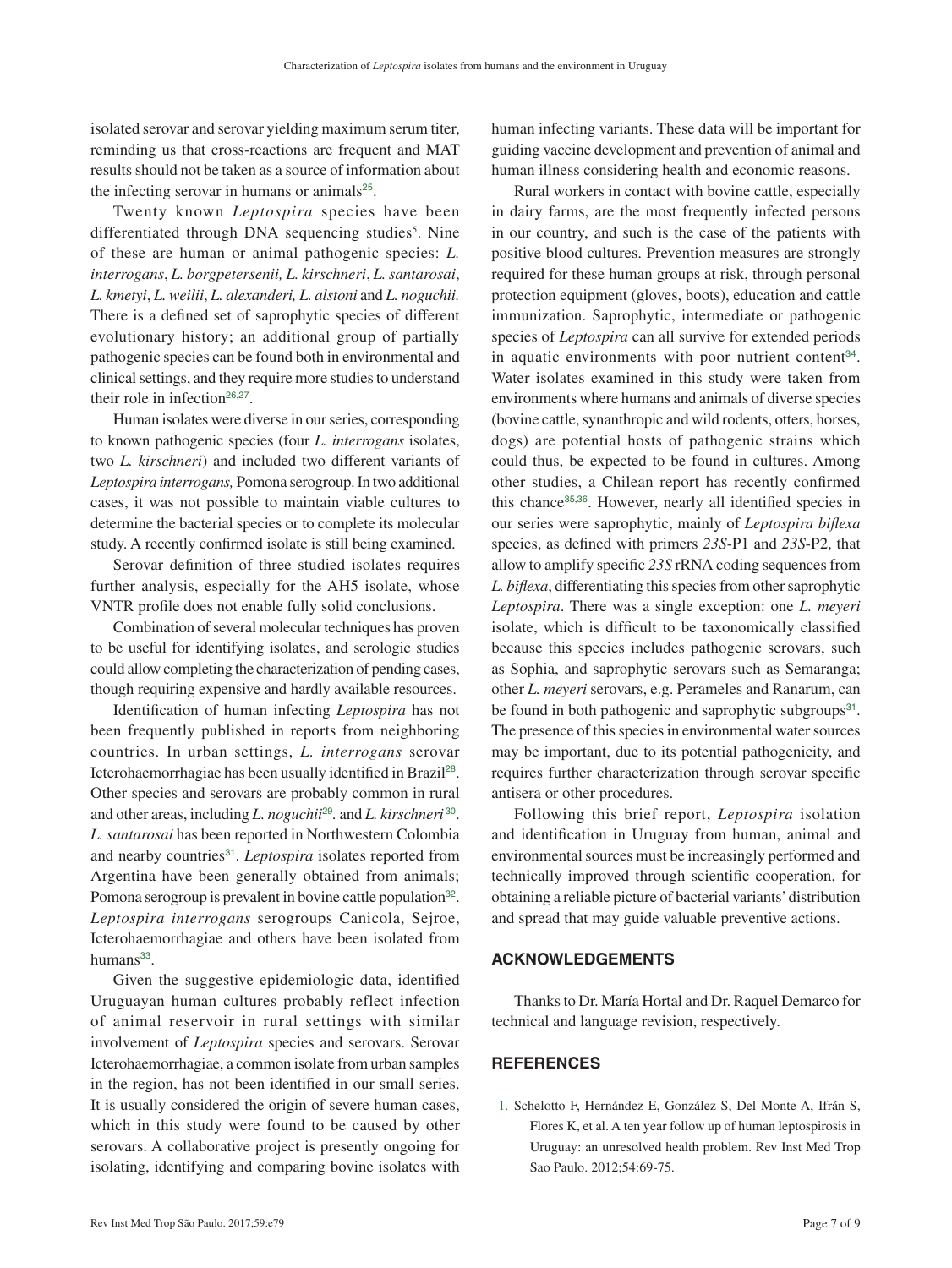isolated serovar and serovar yielding maximum serum titer, reminding us that cross-reactions are frequent and MAT results should not be taken as a source of information about the infecting serovar in humans or animals[25].

Twenty known *Leptospira* species have been differentiated through DNA sequencing studies[5]. Nine of these are human or animal pathogenic species: *L. interrogans*, *L. borgpetersenii, L. kirschneri*, *L. santarosai*, *L. kmetyi*, *L. weilii*, *L. alexanderi, L. alstoni* and *L. noguchii.* There is a defined set of saprophytic species of different evolutionary history; an additional group of partially pathogenic species can be found both in environmental and clinical settings, and they require more studies to understand their role in infection[26,27].

Human isolates were diverse in our series, corresponding to known pathogenic species (four *L. interrogans* isolates, two *L. kirschneri*) and included two different variants of *Leptospira interrogans,* Pomona serogroup. In two additional cases, it was not possible to maintain viable cultures to determine the bacterial species or to complete its molecular study. A recently confirmed isolate is still being examined.

Serovar definition of three studied isolates requires further analysis, especially for the AH5 isolate, whose VNTR profile does not enable fully solid conclusions.

Combination of several molecular techniques has proven to be useful for identifying isolates, and serologic studies could allow completing the characterization of pending cases, though requiring expensive and hardly available resources.

Identification of human infecting *Leptospira* has not been frequently published in reports from neighboring countries. In urban settings, *L. interrogans* serovar Icterohaemorrhagiae has been usually identified in Brazil[28]. Other species and serovars are probably common in rural and other areas, including *L. noguchii*[29]. and *L. kirschneri*[30]. *L. santarosai* has been reported in Northwestern Colombia and nearby countries[31]. *Leptospira* isolates reported from Argentina have been generally obtained from animals; Pomona serogroup is prevalent in bovine cattle population[32]. *Leptospira interrogans* serogroups Canicola, Sejroe, Icterohaemorrhagiae and others have been isolated from humans[33].

Given the suggestive epidemiologic data, identified Uruguayan human cultures probably reflect infection of animal reservoir in rural settings with similar involvement of *Leptospira* species and serovars. Serovar Icterohaemorrhagiae, a common isolate from urban samples in the region, has not been identified in our small series. It is usually considered the origin of severe human cases, which in this study were found to be caused by other serovars. A collaborative project is presently ongoing for isolating, identifying and comparing bovine isolates with human infecting variants. These data will be important for guiding vaccine development and prevention of animal and human illness considering health and economic reasons.

Rural workers in contact with bovine cattle, especially in dairy farms, are the most frequently infected persons in our country, and such is the case of the patients with positive blood cultures. Prevention measures are strongly required for these human groups at risk, through personal protection equipment (gloves, boots), education and cattle immunization. Saprophytic, intermediate or pathogenic species of *Leptospira* can all survive for extended periods in aquatic environments with poor nutrient content[34]. Water isolates examined in this study were taken from environments where humans and animals of diverse species (bovine cattle, synanthropic and wild rodents, otters, horses, dogs) are potential hosts of pathogenic strains which could thus, be expected to be found in cultures. Among other studies, a Chilean report has recently confirmed this chance[35,36]. However, nearly all identified species in our series were saprophytic, mainly of *Leptospira biflexa* species, as defined with primers *23S*-P1 and *23S*-P2, that allow to amplify specific *23S* rRNA coding sequences from *L. biflexa*, differentiating this species from other saprophytic *Leptospira*. There was a single exception: one *L. meyeri* isolate, which is difficult to be taxonomically classified because this species includes pathogenic serovars, such as Sophia, and saprophytic serovars such as Semaranga; other *L. meyeri* serovars, e.g. Perameles and Ranarum, can be found in both pathogenic and saprophytic subgroups[31]. The presence of this species in environmental water sources may be important, due to its potential pathogenicity, and requires further characterization through serovar specific antisera or other procedures.

Following this brief report, *Leptospira* isolation and identification in Uruguay from human, animal and environmental sources must be increasingly performed and technically improved through scientific cooperation, for obtaining a reliable picture of bacterial variants' distribution and spread that may guide valuable preventive actions.

## ACKNOWLEDGEMENTS

Thanks to Dr. María Hortal and Dr. Raquel Demarco for technical and language revision, respectively.

## REFERENCES

1. Schelotto F, Hernández E, González S, Del Monte A, Ifrán S, Flores K, et al. A ten year follow up of human leptospirosis in Uruguay: an unresolved health problem. Rev Inst Med Trop Sao Paulo. 2012;54:69-75.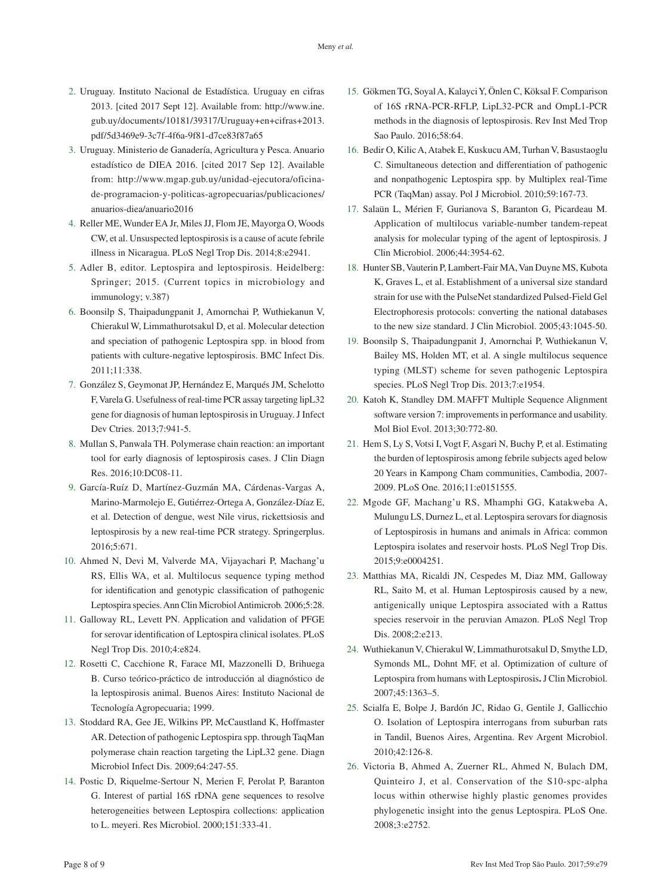2. Uruguay. Instituto Nacional de Estadística. Uruguay en cifras 2013. [cited 2017 Sept 12]. Available from: http://www.ine.gub.uy/documents/10181/39317/Uruguay+en+cifras+2013.pdf/5d3469e9-3c7f-4f6a-9f81-d7ce83f87a65
3. Uruguay. Ministerio de Ganadería, Agricultura y Pesca. Anuario estadístico de DIEA 2016. [cited 2017 Sep 12]. Available from: http://www.mgap.gub.uy/unidad-ejecutora/oficina-de-programacion-y-politicas-agropecuarias/publicaciones/anuarios-diea/anuario2016
4. Reller ME, Wunder EA Jr, Miles JJ, Flom JE, Mayorga O, Woods CW, et al. Unsuspected leptospirosis is a cause of acute febrile illness in Nicaragua. PLoS Negl Trop Dis. 2014;8:e2941.
5. Adler B, editor. Leptospira and leptospirosis. Heidelberg: Springer; 2015. (Current topics in microbiology and immunology; v.387)
6. Boonsilp S, Thaipadungpanit J, Amornchai P, Wuthiekanun V, Chierakul W, Limmathurotsakul D, et al. Molecular detection and speciation of pathogenic Leptospira spp. in blood from patients with culture-negative leptospirosis. BMC Infect Dis. 2011;11:338.
7. González S, Geymonat JP, Hernández E, Marqués JM, Schelotto F, Varela G. Usefulness of real-time PCR assay targeting lipL32 gene for diagnosis of human leptospirosis in Uruguay. J Infect Dev Ctries. 2013;7:941-5.
8. Mullan S, Panwala TH. Polymerase chain reaction: an important tool for early diagnosis of leptospirosis cases. J Clin Diagn Res. 2016;10:DC08-11.
9. García-Ruíz D, Martínez-Guzmán MA, Cárdenas-Vargas A, Marino-Marmolejo E, Gutiérrez-Ortega A, González-Díaz E, et al. Detection of dengue, west Nile virus, rickettsiosis and leptospirosis by a new real-time PCR strategy. Springerplus. 2016;5:671.
10. Ahmed N, Devi M, Valverde MA, Vijayachari P, Machang'u RS, Ellis WA, et al. Multilocus sequence typing method for identification and genotypic classification of pathogenic Leptospira species. Ann Clin Microbiol Antimicrob. 2006;5:28.
11. Galloway RL, Levett PN. Application and validation of PFGE for serovar identification of Leptospira clinical isolates. PLoS Negl Trop Dis. 2010;4:e824.
12. Rosetti C, Cacchione R, Farace MI, Mazzonelli D, Brihuega B. Curso teórico-práctico de introducción al diagnóstico de la leptospirosis animal. Buenos Aires: Instituto Nacional de Tecnología Agropecuaria; 1999.
13. Stoddard RA, Gee JE, Wilkins PP, McCaustland K, Hoffmaster AR. Detection of pathogenic Leptospira spp. through TaqMan polymerase chain reaction targeting the LipL32 gene. Diagn Microbiol Infect Dis. 2009;64:247-55.
14. Postic D, Riquelme-Sertour N, Merien F, Perolat P, Baranton G. Interest of partial 16S rDNA gene sequences to resolve heterogeneities between Leptospira collections: application to L. meyeri. Res Microbiol. 2000;151:333-41.
15. Gökmen TG, Soyal A, Kalayci Y, Önlen C, Köksal F. Comparison of 16S rRNA-PCR-RFLP, LipL32-PCR and OmpL1-PCR methods in the diagnosis of leptospirosis. Rev Inst Med Trop Sao Paulo. 2016;58:64.
16. Bedir O, Kilic A, Atabek E, Kuskucu AM, Turhan V, Basustaoglu C. Simultaneous detection and differentiation of pathogenic and nonpathogenic Leptospira spp. by Multiplex real-Time PCR (TaqMan) assay. Pol J Microbiol. 2010;59:167-73.
17. Salaün L, Mérien F, Gurianova S, Baranton G, Picardeau M. Application of multilocus variable-number tandem-repeat analysis for molecular typing of the agent of leptospirosis. J Clin Microbiol. 2006;44:3954-62.
18. Hunter SB, Vauterin P, Lambert-Fair MA, Van Duyne MS, Kubota K, Graves L, et al. Establishment of a universal size standard strain for use with the PulseNet standardized Pulsed-Field Gel Electrophoresis protocols: converting the national databases to the new size standard. J Clin Microbiol. 2005;43:1045-50.
19. Boonsilp S, Thaipadungpanit J, Amornchai P, Wuthiekanun V, Bailey MS, Holden MT, et al. A single multilocus sequence typing (MLST) scheme for seven pathogenic Leptospira species. PLoS Negl Trop Dis. 2013;7:e1954.
20. Katoh K, Standley DM. MAFFT Multiple Sequence Alignment software version 7: improvements in performance and usability. Mol Biol Evol. 2013;30:772-80.
21. Hem S, Ly S, Votsi I, Vogt F, Asgari N, Buchy P, et al. Estimating the burden of leptospirosis among febrile subjects aged below 20 Years in Kampong Cham communities, Cambodia, 2007-2009. PLoS One. 2016;11:e0151555.
22. Mgode GF, Machang'u RS, Mhamphi GG, Katakweba A, Mulungu LS, Durnez L, et al. Leptospira serovars for diagnosis of Leptospirosis in humans and animals in Africa: common Leptospira isolates and reservoir hosts. PLoS Negl Trop Dis. 2015;9:e0004251.
23. Matthias MA, Ricaldi JN, Cespedes M, Diaz MM, Galloway RL, Saito M, et al. Human Leptospirosis caused by a new, antigenically unique Leptospira associated with a Rattus species reservoir in the peruvian Amazon. PLoS Negl Trop Dis. 2008;2:e213.
24. Wuthiekanun V, Chierakul W, Limmathurotsakul D, Smythe LD, Symonds ML, Dohnt MF, et al. Optimization of culture of Leptospira from humans with Leptospirosis**.** J Clin Microbiol. 2007;45:1363–5.
25. Scialfa E, Bolpe J, Bardón JC, Ridao G, Gentile J, Gallicchio O. Isolation of Leptospira interrogans from suburban rats in Tandil, Buenos Aires, Argentina. Rev Argent Microbiol. 2010;42:126-8.
26. Victoria B, Ahmed A, Zuerner RL, Ahmed N, Bulach DM, Quinteiro J, et al. Conservation of the S10-spc-alpha locus within otherwise highly plastic genomes provides phylogenetic insight into the genus Leptospira. PLoS One. 2008;3:e2752.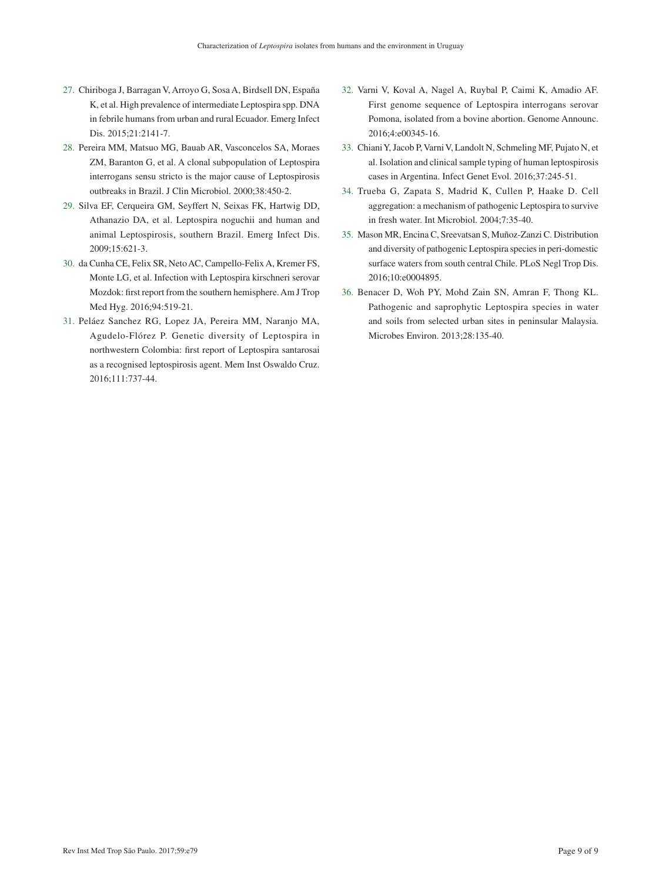27. Chiriboga J, Barragan V, Arroyo G, Sosa A, Birdsell DN, España K, et al. High prevalence of intermediate Leptospira spp. DNA in febrile humans from urban and rural Ecuador. Emerg Infect Dis. 2015;21:2141-7.
28. Pereira MM, Matsuo MG, Bauab AR, Vasconcelos SA, Moraes ZM, Baranton G, et al. A clonal subpopulation of Leptospira interrogans sensu stricto is the major cause of Leptospirosis outbreaks in Brazil. J Clin Microbiol. 2000;38:450-2.
29. Silva EF, Cerqueira GM, Seyffert N, Seixas FK, Hartwig DD, Athanazio DA, et al. Leptospira noguchii and human and animal Leptospirosis, southern Brazil. Emerg Infect Dis. 2009;15:621-3.
30. da Cunha CE, Felix SR, Neto AC, Campello-Felix A, Kremer FS, Monte LG, et al. Infection with Leptospira kirschneri serovar Mozdok: first report from the southern hemisphere. Am J Trop Med Hyg. 2016;94:519-21.
31. Peláez Sanchez RG, Lopez JA, Pereira MM, Naranjo MA, Agudelo-Flórez P. Genetic diversity of Leptospira in northwestern Colombia: first report of Leptospira santarosai as a recognised leptospirosis agent. Mem Inst Oswaldo Cruz. 2016;111:737-44.
32. Varni V, Koval A, Nagel A, Ruybal P, Caimi K, Amadio AF. First genome sequence of Leptospira interrogans serovar Pomona, isolated from a bovine abortion. Genome Announc. 2016;4:e00345-16.
33. Chiani Y, Jacob P, Varni V, Landolt N, Schmeling MF, Pujato N, et al. Isolation and clinical sample typing of human leptospirosis cases in Argentina. Infect Genet Evol. 2016;37:245-51.
34. Trueba G, Zapata S, Madrid K, Cullen P, Haake D. Cell aggregation: a mechanism of pathogenic Leptospira to survive in fresh water. Int Microbiol. 2004;7:35-40.
35. Mason MR, Encina C, Sreevatsan S, Muñoz-Zanzi C. Distribution and diversity of pathogenic Leptospira species in peri-domestic surface waters from south central Chile. PLoS Negl Trop Dis. 2016;10:e0004895.
36. Benacer D, Woh PY, Mohd Zain SN, Amran F, Thong KL. Pathogenic and saprophytic Leptospira species in water and soils from selected urban sites in peninsular Malaysia. Microbes Environ. 2013;28:135-40.